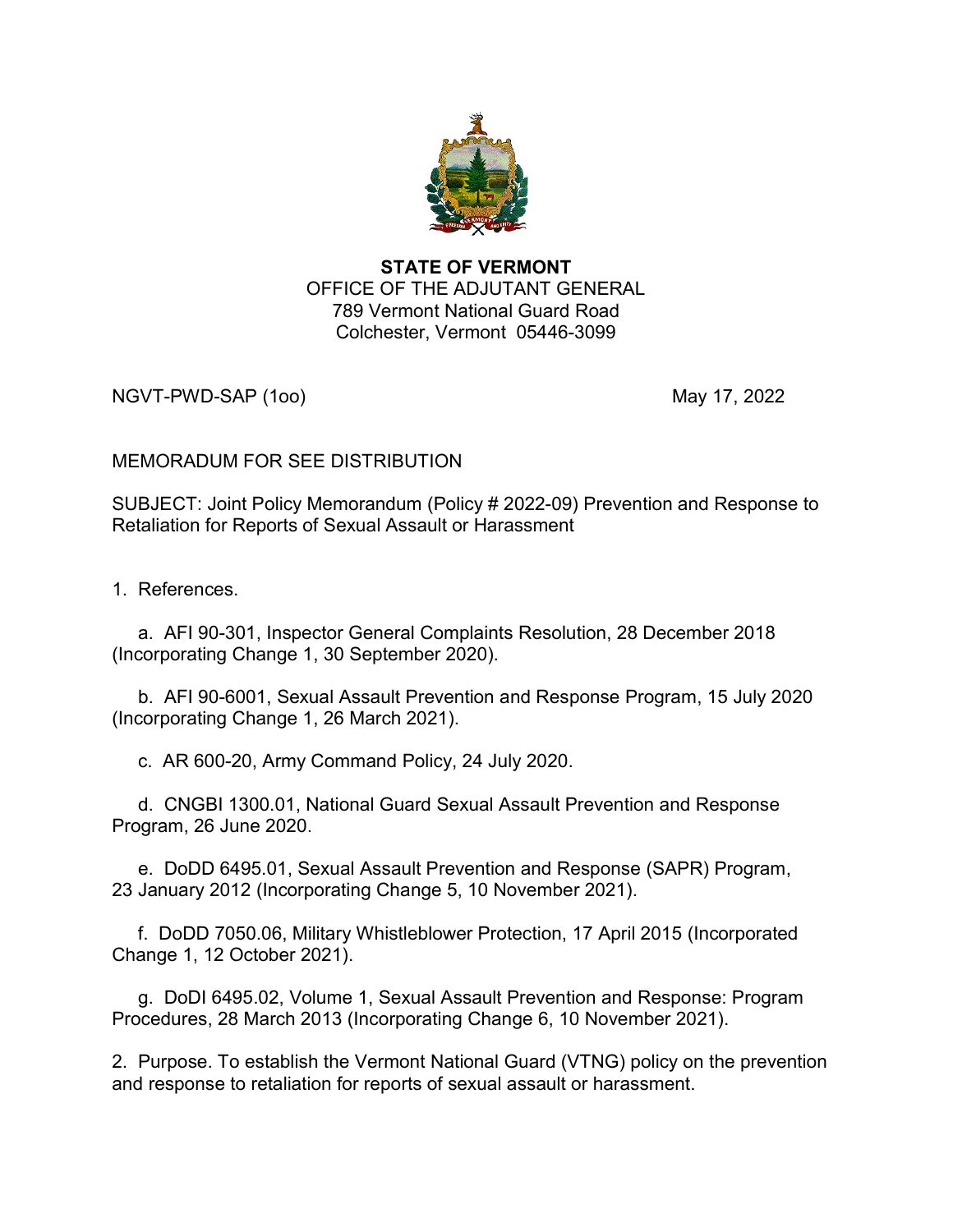**STATE OF VERMONT**
OFFICE OF THE ADJUTANT GENERAL
789 Vermont National Guard Road
Colchester, Vermont 05446-3099

NGVT-PWD-SAP (1oo) May 17, 2022

MEMORADUM FOR SEE DISTRIBUTION

SUBJECT: Joint Policy Memorandum (Policy # 2022-09) Prevention and Response to Retaliation for Reports of Sexual Assault or Harassment

1. References.

   a. AFI 90-301, Inspector General Complaints Resolution, 28 December 2018 (Incorporating Change 1, 30 September 2020).

   b. AFI 90-6001, Sexual Assault Prevention and Response Program, 15 July 2020 (Incorporating Change 1, 26 March 2021).

   c. AR 600-20, Army Command Policy, 24 July 2020.

   d. CNGBI 1300.01, National Guard Sexual Assault Prevention and Response Program, 26 June 2020.

   e. DoDD 6495.01, Sexual Assault Prevention and Response (SAPR) Program, 23 January 2012 (Incorporating Change 5, 10 November 2021).

   f. DoDD 7050.06, Military Whistleblower Protection, 17 April 2015 (Incorporated Change 1, 12 October 2021).

   g. DoDI 6495.02, Volume 1, Sexual Assault Prevention and Response: Program Procedures, 28 March 2013 (Incorporating Change 6, 10 November 2021).

2. Purpose. To establish the Vermont National Guard (VTNG) policy on the prevention and response to retaliation for reports of sexual assault or harassment.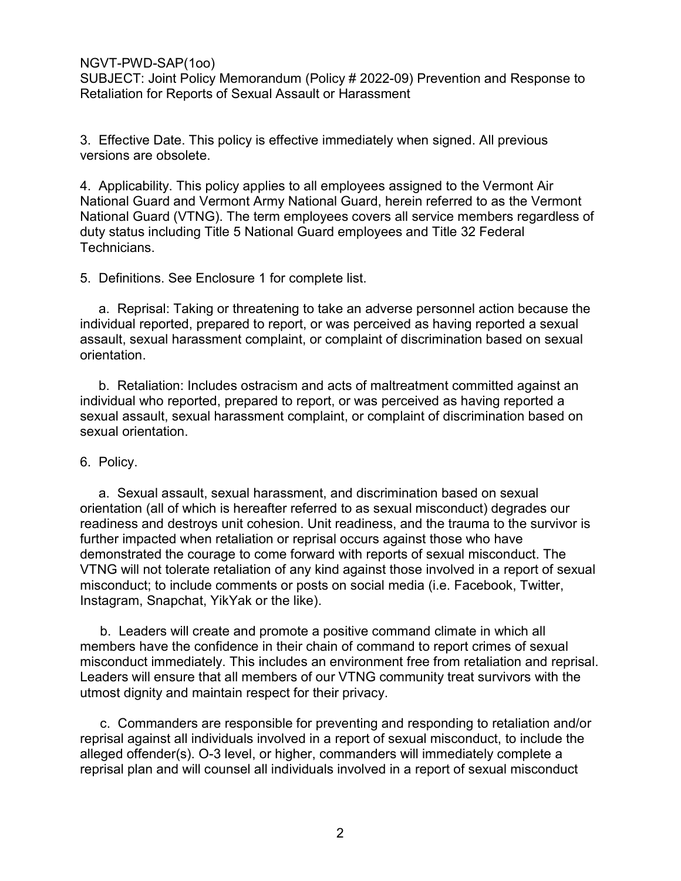3. Effective Date. This policy is effective immediately when signed. All previous versions are obsolete.

4. Applicability. This policy applies to all employees assigned to the Vermont Air National Guard and Vermont Army National Guard, herein referred to as the Vermont National Guard (VTNG). The term employees covers all service members regardless of duty status including Title 5 National Guard employees and Title 32 Federal Technicians.

5. Definitions. See Enclosure 1 for complete list.

a. Reprisal: Taking or threatening to take an adverse personnel action because the individual reported, prepared to report, or was perceived as having reported a sexual assault, sexual harassment complaint, or complaint of discrimination based on sexual orientation.

b. Retaliation: Includes ostracism and acts of maltreatment committed against an individual who reported, prepared to report, or was perceived as having reported a sexual assault, sexual harassment complaint, or complaint of discrimination based on sexual orientation.

6. Policy.

a. Sexual assault, sexual harassment, and discrimination based on sexual orientation (all of which is hereafter referred to as sexual misconduct) degrades our readiness and destroys unit cohesion. Unit readiness, and the trauma to the survivor is further impacted when retaliation or reprisal occurs against those who have demonstrated the courage to come forward with reports of sexual misconduct. The VTNG will not tolerate retaliation of any kind against those involved in a report of sexual misconduct; to include comments or posts on social media (i.e. Facebook, Twitter, Instagram, Snapchat, YikYak or the like).

b. Leaders will create and promote a positive command climate in which all members have the confidence in their chain of command to report crimes of sexual misconduct immediately. This includes an environment free from retaliation and reprisal. Leaders will ensure that all members of our VTNG community treat survivors with the utmost dignity and maintain respect for their privacy.

c. Commanders are responsible for preventing and responding to retaliation and/or reprisal against all individuals involved in a report of sexual misconduct, to include the alleged offender(s). O-3 level, or higher, commanders will immediately complete a reprisal plan and will counsel all individuals involved in a report of sexual misconduct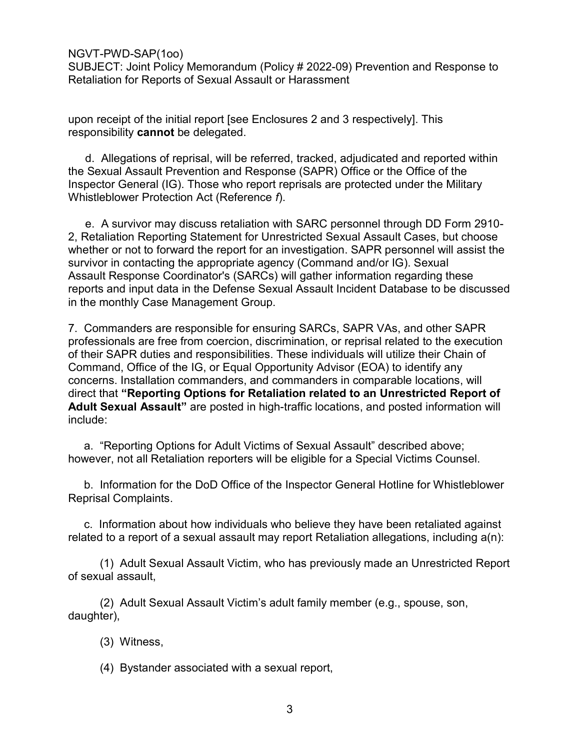upon receipt of the initial report [see Enclosures 2 and 3 respectively]. This responsibility **cannot** be delegated.

d. Allegations of reprisal, will be referred, tracked, adjudicated and reported within the Sexual Assault Prevention and Response (SAPR) Office or the Office of the Inspector General (IG). Those who report reprisals are protected under the Military Whistleblower Protection Act (Reference *f*).

e. A survivor may discuss retaliation with SARC personnel through DD Form 2910-2, Retaliation Reporting Statement for Unrestricted Sexual Assault Cases, but choose whether or not to forward the report for an investigation. SAPR personnel will assist the survivor in contacting the appropriate agency (Command and/or IG). Sexual Assault Response Coordinator's (SARCs) will gather information regarding these reports and input data in the Defense Sexual Assault Incident Database to be discussed in the monthly Case Management Group.

7. Commanders are responsible for ensuring SARCs, SAPR VAs, and other SAPR professionals are free from coercion, discrimination, or reprisal related to the execution of their SAPR duties and responsibilities. These individuals will utilize their Chain of Command, Office of the IG, or Equal Opportunity Advisor (EOA) to identify any concerns. Installation commanders, and commanders in comparable locations, will direct that **"Reporting Options for Retaliation related to an Unrestricted Report of Adult Sexual Assault"** are posted in high-traffic locations, and posted information will include:

a. "Reporting Options for Adult Victims of Sexual Assault" described above; however, not all Retaliation reporters will be eligible for a Special Victims Counsel.

b. Information for the DoD Office of the Inspector General Hotline for Whistleblower Reprisal Complaints.

c. Information about how individuals who believe they have been retaliated against related to a report of a sexual assault may report Retaliation allegations, including a(n):

(1) Adult Sexual Assault Victim, who has previously made an Unrestricted Report of sexual assault,

(2) Adult Sexual Assault Victim's adult family member (e.g., spouse, son, daughter),

(3) Witness,

(4) Bystander associated with a sexual report,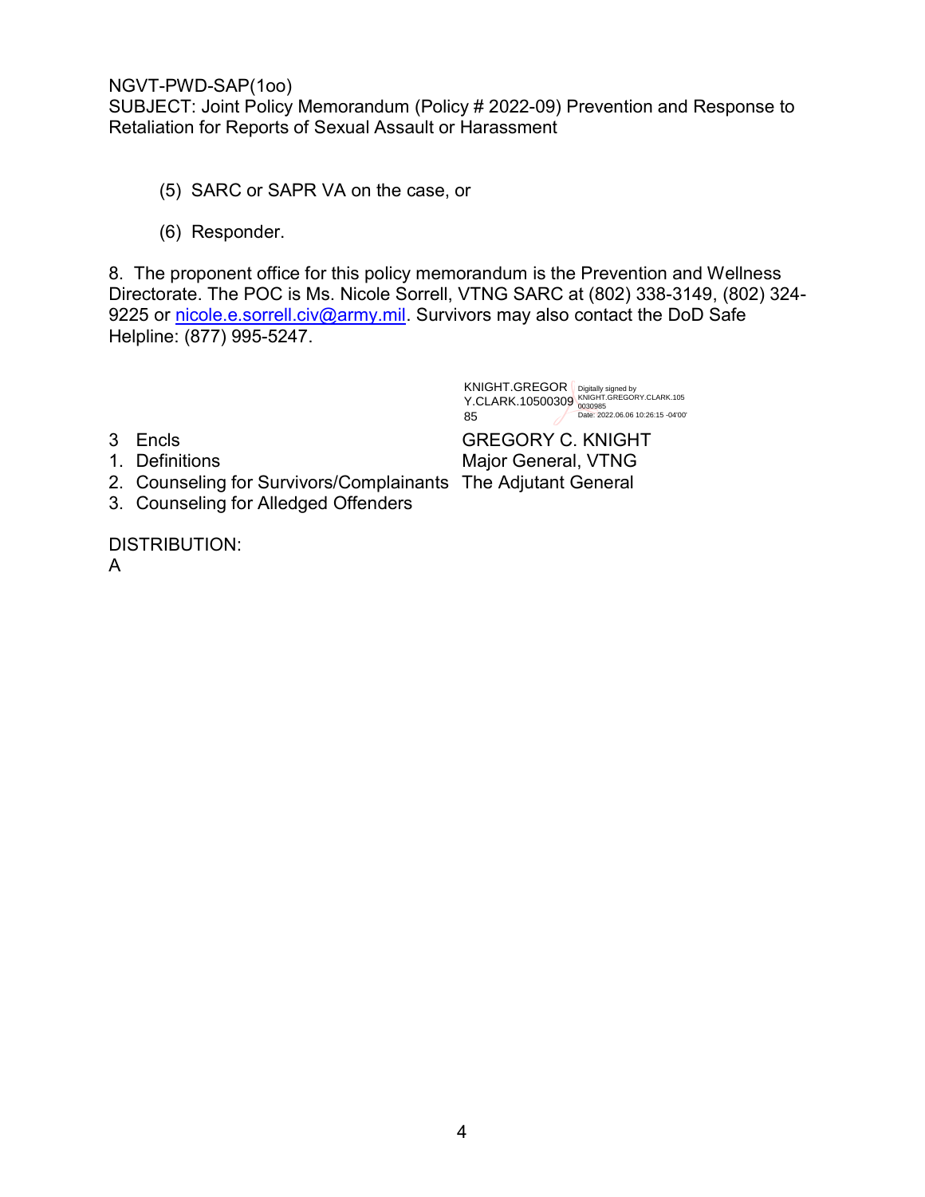(5) SARC or SAPR VA on the case, or

(6) Responder.

8. The proponent office for this policy memorandum is the Prevention and Wellness Directorate. The POC is Ms. Nicole Sorrell, VTNG SARC at (802) 338-3149, (802) 324-9225 or nicole.e.sorrell.civ@army.mil. Survivors may also contact the DoD Safe Helpline: (877) 995-5247.

KNIGHT.GREGORY.CLARK.1050030985 Digitally signed by KNIGHT.GREGORY.CLARK.1050030985 Date: 2022.06.06 10:26:15 -04'00'

GREGORY C. KNIGHT
Major General, VTNG
The Adjutant General

3 Encls
1. Definitions
2. Counseling for Survivors/Complainants
3. Counseling for Alledged Offenders

DISTRIBUTION:
A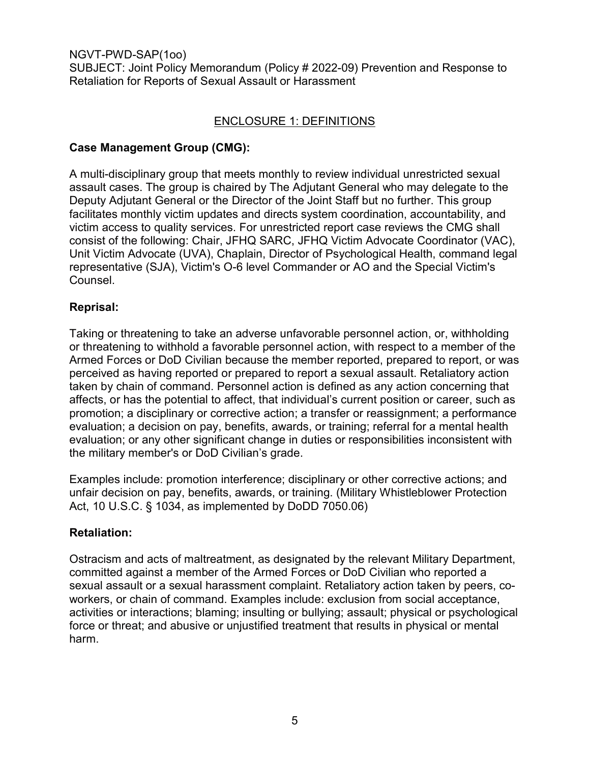NGVT-PWD-SAP(1oo)
SUBJECT: Joint Policy Memorandum (Policy # 2022-09) Prevention and Response to Retaliation for Reports of Sexual Assault or Harassment

## ENCLOSURE 1: DEFINITIONS

**Case Management Group (CMG):**

A multi-disciplinary group that meets monthly to review individual unrestricted sexual assault cases. The group is chaired by The Adjutant General who may delegate to the Deputy Adjutant General or the Director of the Joint Staff but no further. This group facilitates monthly victim updates and directs system coordination, accountability, and victim access to quality services. For unrestricted report case reviews the CMG shall consist of the following: Chair, JFHQ SARC, JFHQ Victim Advocate Coordinator (VAC), Unit Victim Advocate (UVA), Chaplain, Director of Psychological Health, command legal representative (SJA), Victim's O-6 level Commander or AO and the Special Victim's Counsel.

**Reprisal:**

Taking or threatening to take an adverse unfavorable personnel action, or, withholding or threatening to withhold a favorable personnel action, with respect to a member of the Armed Forces or DoD Civilian because the member reported, prepared to report, or was perceived as having reported or prepared to report a sexual assault. Retaliatory action taken by chain of command. Personnel action is defined as any action concerning that affects, or has the potential to affect, that individual's current position or career, such as promotion; a disciplinary or corrective action; a transfer or reassignment; a performance evaluation; a decision on pay, benefits, awards, or training; referral for a mental health evaluation; or any other significant change in duties or responsibilities inconsistent with the military member's or DoD Civilian's grade.

Examples include: promotion interference; disciplinary or other corrective actions; and unfair decision on pay, benefits, awards, or training. (Military Whistleblower Protection Act, 10 U.S.C. § 1034, as implemented by DoDD 7050.06)

**Retaliation:**

Ostracism and acts of maltreatment, as designated by the relevant Military Department, committed against a member of the Armed Forces or DoD Civilian who reported a sexual assault or a sexual harassment complaint. Retaliatory action taken by peers, co-workers, or chain of command. Examples include: exclusion from social acceptance, activities or interactions; blaming; insulting or bullying; assault; physical or psychological force or threat; and abusive or unjustified treatment that results in physical or mental harm.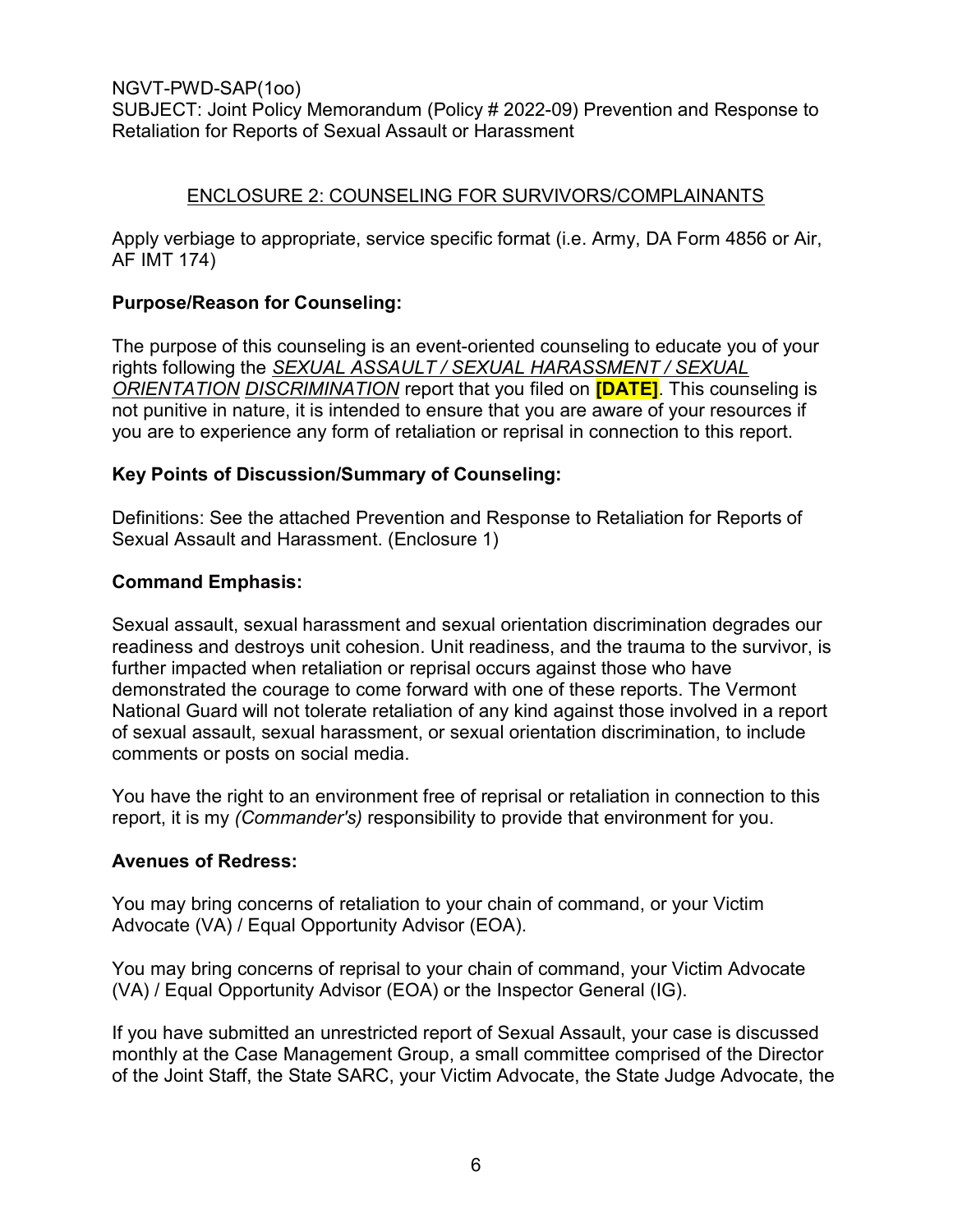NGVT-PWD-SAP(1oo)
SUBJECT: Joint Policy Memorandum (Policy # 2022-09) Prevention and Response to Retaliation for Reports of Sexual Assault or Harassment

## ENCLOSURE 2: COUNSELING FOR SURVIVORS/COMPLAINANTS

Apply verbiage to appropriate, service specific format (i.e. Army, DA Form 4856 or Air, AF IMT 174)

**Purpose/Reason for Counseling:**

The purpose of this counseling is an event-oriented counseling to educate you of your rights following the *SEXUAL ASSAULT / SEXUAL HARASSMENT / SEXUAL ORIENTATION DISCRIMINATION* report that you filed on **[DATE]**. This counseling is not punitive in nature, it is intended to ensure that you are aware of your resources if you are to experience any form of retaliation or reprisal in connection to this report.

**Key Points of Discussion/Summary of Counseling:**

Definitions: See the attached Prevention and Response to Retaliation for Reports of Sexual Assault and Harassment. (Enclosure 1)

**Command Emphasis:**

Sexual assault, sexual harassment and sexual orientation discrimination degrades our readiness and destroys unit cohesion. Unit readiness, and the trauma to the survivor, is further impacted when retaliation or reprisal occurs against those who have demonstrated the courage to come forward with one of these reports. The Vermont National Guard will not tolerate retaliation of any kind against those involved in a report of sexual assault, sexual harassment, or sexual orientation discrimination, to include comments or posts on social media.

You have the right to an environment free of reprisal or retaliation in connection to this report, it is my *(Commander's)* responsibility to provide that environment for you.

**Avenues of Redress:**

You may bring concerns of retaliation to your chain of command, or your Victim Advocate (VA) / Equal Opportunity Advisor (EOA).

You may bring concerns of reprisal to your chain of command, your Victim Advocate (VA) / Equal Opportunity Advisor (EOA) or the Inspector General (IG).

If you have submitted an unrestricted report of Sexual Assault, your case is discussed monthly at the Case Management Group, a small committee comprised of the Director of the Joint Staff, the State SARC, your Victim Advocate, the State Judge Advocate, the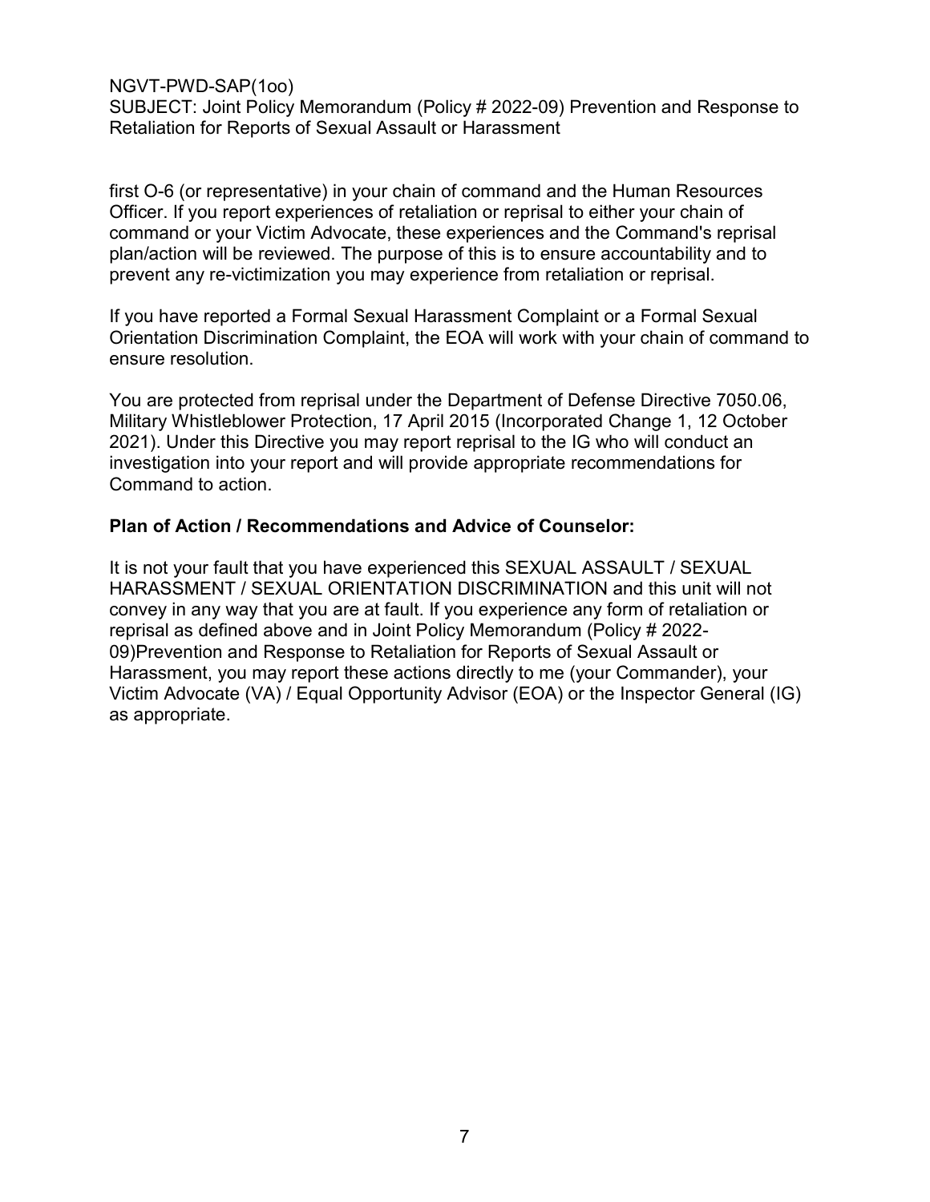first O-6 (or representative) in your chain of command and the Human Resources Officer. If you report experiences of retaliation or reprisal to either your chain of command or your Victim Advocate, these experiences and the Command's reprisal plan/action will be reviewed. The purpose of this is to ensure accountability and to prevent any re-victimization you may experience from retaliation or reprisal.

If you have reported a Formal Sexual Harassment Complaint or a Formal Sexual Orientation Discrimination Complaint, the EOA will work with your chain of command to ensure resolution.

You are protected from reprisal under the Department of Defense Directive 7050.06, Military Whistleblower Protection, 17 April 2015 (Incorporated Change 1, 12 October 2021). Under this Directive you may report reprisal to the IG who will conduct an investigation into your report and will provide appropriate recommendations for Command to action.

**Plan of Action / Recommendations and Advice of Counselor:**

It is not your fault that you have experienced this SEXUAL ASSAULT / SEXUAL HARASSMENT / SEXUAL ORIENTATION DISCRIMINATION and this unit will not convey in any way that you are at fault. If you experience any form of retaliation or reprisal as defined above and in Joint Policy Memorandum (Policy # 2022-09)Prevention and Response to Retaliation for Reports of Sexual Assault or Harassment, you may report these actions directly to me (your Commander), your Victim Advocate (VA) / Equal Opportunity Advisor (EOA) or the Inspector General (IG) as appropriate.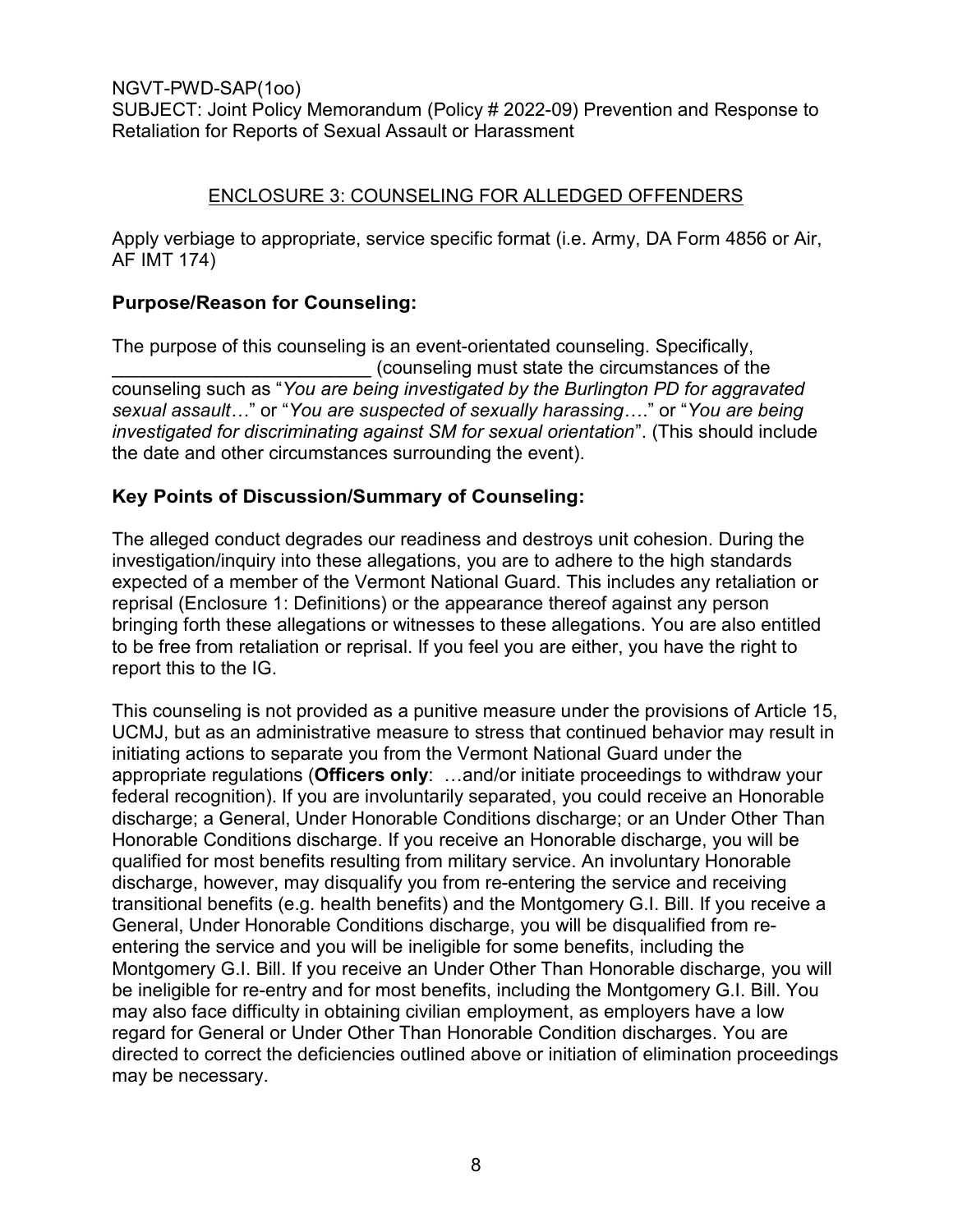NGVT-PWD-SAP(1oo)
SUBJECT: Joint Policy Memorandum (Policy # 2022-09) Prevention and Response to Retaliation for Reports of Sexual Assault or Harassment

## ENCLOSURE 3: COUNSELING FOR ALLEDGED OFFENDERS

Apply verbiage to appropriate, service specific format (i.e. Army, DA Form 4856 or Air, AF IMT 174)

### Purpose/Reason for Counseling:

The purpose of this counseling is an event-orientated counseling. Specifically, ________________________ (counseling must state the circumstances of the counseling such as "*You are being investigated by the Burlington PD for aggravated sexual assault…*" or "*You are suspected of sexually harassing….*" or "*You are being investigated for discriminating against SM for sexual orientation*". (This should include the date and other circumstances surrounding the event).

### Key Points of Discussion/Summary of Counseling:

The alleged conduct degrades our readiness and destroys unit cohesion. During the investigation/inquiry into these allegations, you are to adhere to the high standards expected of a member of the Vermont National Guard. This includes any retaliation or reprisal (Enclosure 1: Definitions) or the appearance thereof against any person bringing forth these allegations or witnesses to these allegations. You are also entitled to be free from retaliation or reprisal. If you feel you are either, you have the right to report this to the IG.

This counseling is not provided as a punitive measure under the provisions of Article 15, UCMJ, but as an administrative measure to stress that continued behavior may result in initiating actions to separate you from the Vermont National Guard under the appropriate regulations (**Officers only**: …and/or initiate proceedings to withdraw your federal recognition). If you are involuntarily separated, you could receive an Honorable discharge; a General, Under Honorable Conditions discharge; or an Under Other Than Honorable Conditions discharge. If you receive an Honorable discharge, you will be qualified for most benefits resulting from military service. An involuntary Honorable discharge, however, may disqualify you from re-entering the service and receiving transitional benefits (e.g. health benefits) and the Montgomery G.I. Bill. If you receive a General, Under Honorable Conditions discharge, you will be disqualified from re-entering the service and you will be ineligible for some benefits, including the Montgomery G.I. Bill. If you receive an Under Other Than Honorable discharge, you will be ineligible for re-entry and for most benefits, including the Montgomery G.I. Bill. You may also face difficulty in obtaining civilian employment, as employers have a low regard for General or Under Other Than Honorable Condition discharges. You are directed to correct the deficiencies outlined above or initiation of elimination proceedings may be necessary.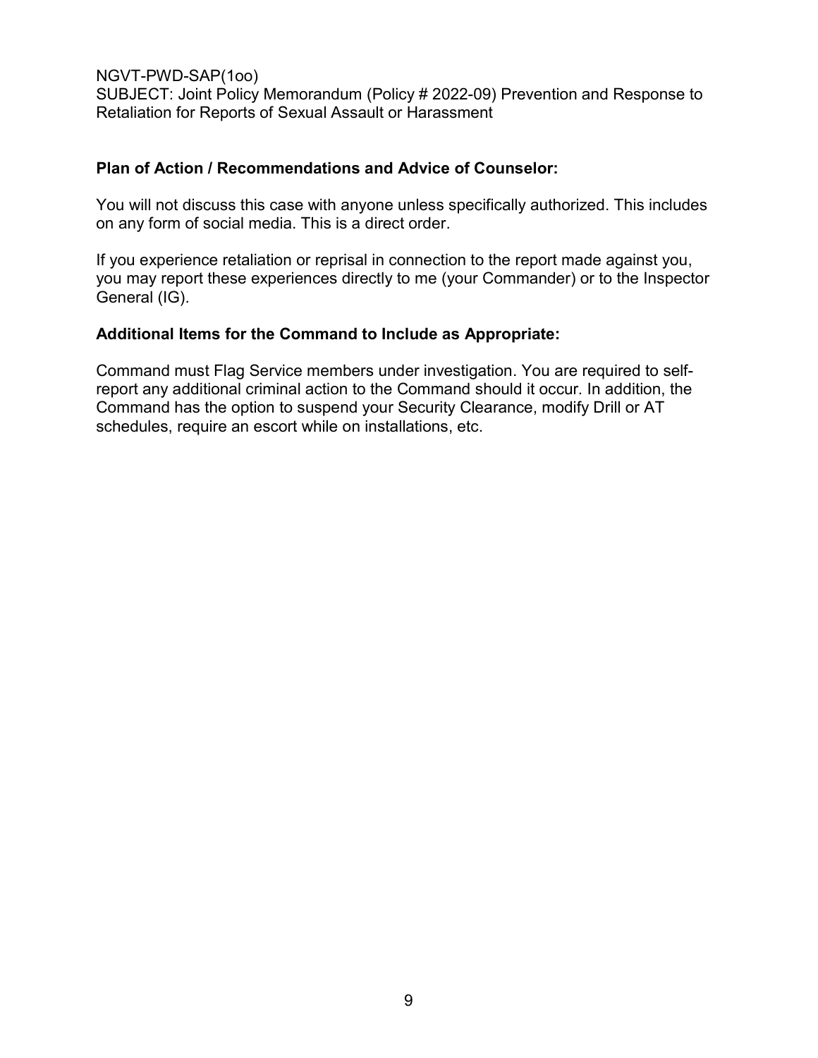**Plan of Action / Recommendations and Advice of Counselor:**

You will not discuss this case with anyone unless specifically authorized. This includes on any form of social media. This is a direct order.

If you experience retaliation or reprisal in connection to the report made against you, you may report these experiences directly to me (your Commander) or to the Inspector General (IG).

**Additional Items for the Command to Include as Appropriate:**

Command must Flag Service members under investigation. You are required to self-report any additional criminal action to the Command should it occur. In addition, the Command has the option to suspend your Security Clearance, modify Drill or AT schedules, require an escort while on installations, etc.